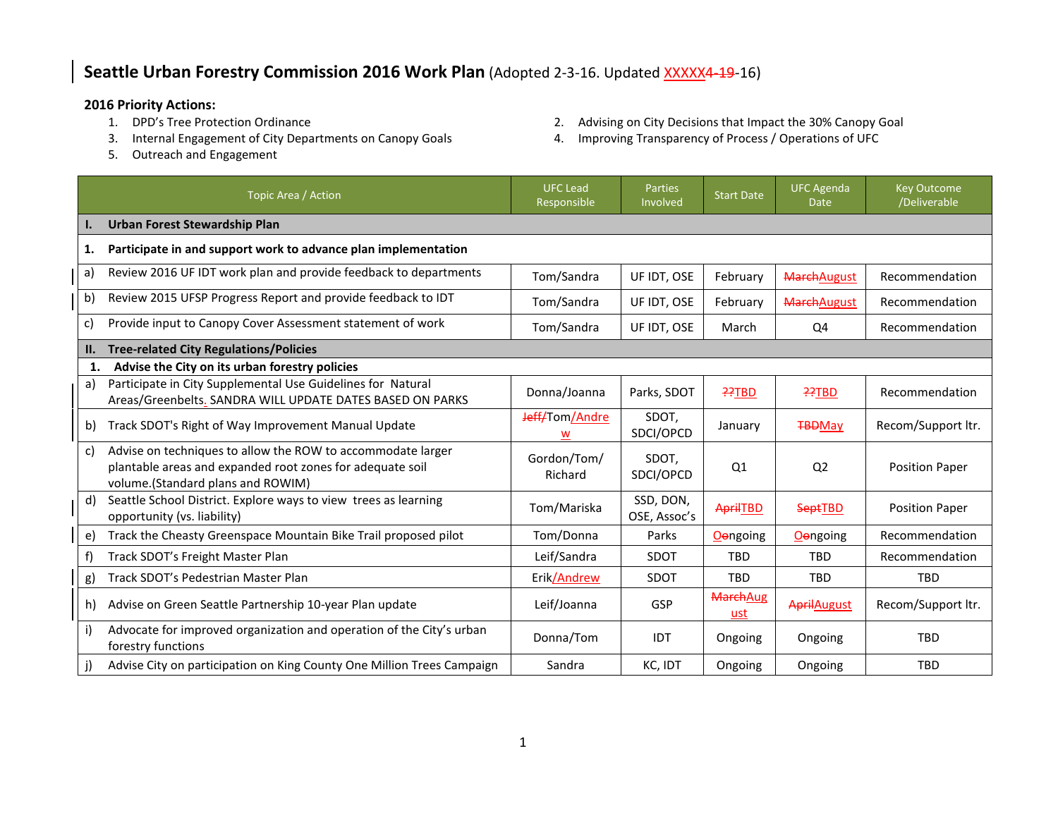# Seattle Urban Forestry Commission 2016 Work Plan (Adopted 2-3-16. Updated ~~XXXXX~~4-~~19~~-16)

**2016 Priority Actions:**

1. DPD's Tree Protection Ordinance
2. Advising on City Decisions that Impact the 30% Canopy Goal
3. Internal Engagement of City Departments on Canopy Goals
4. Improving Transparency of Process / Operations of UFC
5. Outreach and Engagement

| Topic Area / Action | UFC Lead Responsible | Parties Involved | Start Date | UFC Agenda Date | Key Outcome /Deliverable |
|---|---|---|---|---|---|
| **I. Urban Forest Stewardship Plan** | | | | | |
| **1. Participate in and support work to advance plan implementation** | | | | | |
| a) Review 2016 UF IDT work plan and provide feedback to departments | Tom/Sandra | UF IDT, OSE | February | ~~March~~August | Recommendation |
| b) Review 2015 UFSP Progress Report and provide feedback to IDT | Tom/Sandra | UF IDT, OSE | February | ~~March~~August | Recommendation |
| c) Provide input to Canopy Cover Assessment statement of work | Tom/Sandra | UF IDT, OSE | March | Q4 | Recommendation |
| **II. Tree-related City Regulations/Policies** | | | | | |
| **1. Advise the City on its urban forestry policies** | | | | | |
| a) Participate in City Supplemental Use Guidelines for Natural Areas/Greenbelts. SANDRA WILL UPDATE DATES BASED ON PARKS | Donna/Joanna | Parks, SDOT | ~~??~~TBD | ~~??~~TBD | Recommendation |
| b) Track SDOT's Right of Way Improvement Manual Update | ~~Jeff/~~Tom/Andrew | SDOT, SDCI/OPCD | January | ~~TBD~~May | Recom/Support ltr. |
| c) Advise on techniques to allow the ROW to accommodate larger plantable areas and expanded root zones for adequate soil volume.(Standard plans and ROWIM) | Gordon/Tom/ Richard | SDOT, SDCI/OPCD | Q1 | Q2 | Position Paper |
| d) Seattle School District. Explore ways to view trees as learning opportunity (vs. liability) | Tom/Mariska | SSD, DON, OSE, Assoc's | ~~April~~TBD | ~~Sept~~TBD | Position Paper |
| e) Track the Cheasty Greenspace Mountain Bike Trail proposed pilot | Tom/Donna | Parks | ~~O~~ongoing | ~~O~~ongoing | Recommendation |
| f) Track SDOT's Freight Master Plan | Leif/Sandra | SDOT | TBD | TBD | Recommendation |
| g) Track SDOT's Pedestrian Master Plan | Erik/Andrew | SDOT | TBD | TBD | TBD |
| h) Advise on Green Seattle Partnership 10-year Plan update | Leif/Joanna | GSP | ~~March~~August | ~~April~~August | Recom/Support ltr. |
| i) Advocate for improved organization and operation of the City's urban forestry functions | Donna/Tom | IDT | Ongoing | Ongoing | TBD |
| j) Advise City on participation on King County One Million Trees Campaign | Sandra | KC, IDT | Ongoing | Ongoing | TBD |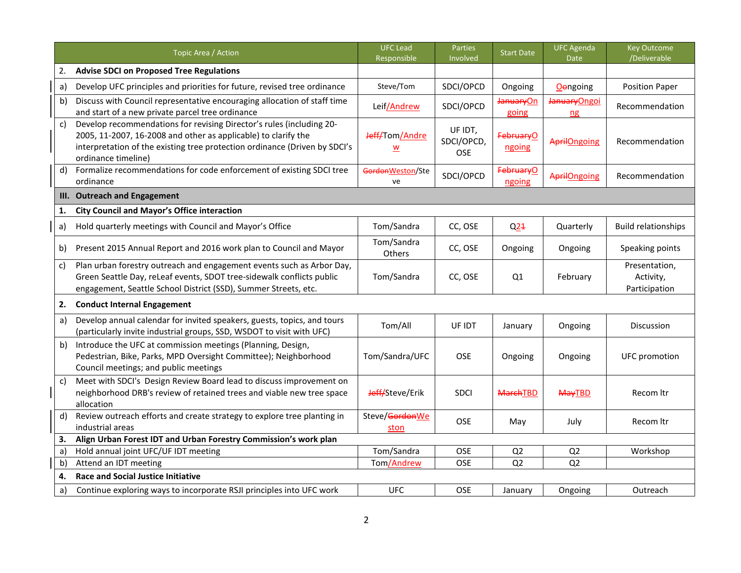| Topic Area / Action | UFC Lead Responsible | Parties Involved | Start Date | UFC Agenda Date | Key Outcome /Deliverable |
|---|---|---|---|---|---|
| **2. Advise SDCI on Proposed Tree Regulations** | | | | | |
| a) Develop UFC principles and priorities for future, revised tree ordinance | Steve/Tom | SDCI/OPCD | Ongoing | Oongoing | Position Paper |
| b) Discuss with Council representative encouraging allocation of staff time and start of a new private parcel tree ordinance | Leif/Andrew | SDCI/OPCD | ~~January~~Ongoing | ~~January~~Ongoing | Recommendation |
| c) Develop recommendations for revising Director's rules (including 20-2005, 11-2007, 16-2008 and other as applicable) to clarify the interpretation of the existing tree protection ordinance (Driven by SDCI's ordinance timeline) | ~~Jeff/~~Tom/Andrew | UF IDT, SDCI/OPCD, OSE | ~~February~~Ongoing | ~~April~~Ongoing | Recommendation |
| d) Formalize recommendations for code enforcement of existing SDCI tree ordinance | ~~Gordon~~Weston/Steve | SDCI/OPCD | ~~February~~Ongoing | ~~April~~Ongoing | Recommendation |
| **III. Outreach and Engagement** | | | | | |
| **1. City Council and Mayor's Office interaction** | | | | | |
| a) Hold quarterly meetings with Council and Mayor's Office | Tom/Sandra | CC, OSE | Q2~~1~~ | Quarterly | Build relationships |
| b) Present 2015 Annual Report and 2016 work plan to Council and Mayor | Tom/Sandra Others | CC, OSE | Ongoing | Ongoing | Speaking points |
| c) Plan urban forestry outreach and engagement events such as Arbor Day, Green Seattle Day, reLeaf events, SDOT tree-sidewalk conflicts public engagement, Seattle School District (SSD), Summer Streets, etc. | Tom/Sandra | CC, OSE | Q1 | February | Presentation, Activity, Participation |
| **2. Conduct Internal Engagement** | | | | | |
| a) Develop annual calendar for invited speakers, guests, topics, and tours (particularly invite industrial groups, SSD, WSDOT to visit with UFC) | Tom/All | UF IDT | January | Ongoing | Discussion |
| b) Introduce the UFC at commission meetings (Planning, Design, Pedestrian, Bike, Parks, MPD Oversight Committee); Neighborhood Council meetings; and public meetings | Tom/Sandra/UFC | OSE | Ongoing | Ongoing | UFC promotion |
| c) Meet with SDCI's Design Review Board lead to discuss improvement on neighborhood DRB's review of retained trees and viable new tree space allocation | ~~Jeff/~~Steve/Erik | SDCI | ~~March~~TBD | ~~May~~TBD | Recom ltr |
| d) Review outreach efforts and create strategy to explore tree planting in industrial areas | Steve/~~Gordon~~Weston | OSE | May | July | Recom ltr |
| **3. Align Urban Forest IDT and Urban Forestry Commission's work plan** | | | | | |
| a) Hold annual joint UFC/UF IDT meeting | Tom/Sandra | OSE | Q2 | Q2 | Workshop |
| b) Attend an IDT meeting | Tom/Andrew | OSE | Q2 | Q2 | |
| **4. Race and Social Justice Initiative** | | | | | |
| a) Continue exploring ways to incorporate RSJI principles into UFC work | UFC | OSE | January | Ongoing | Outreach |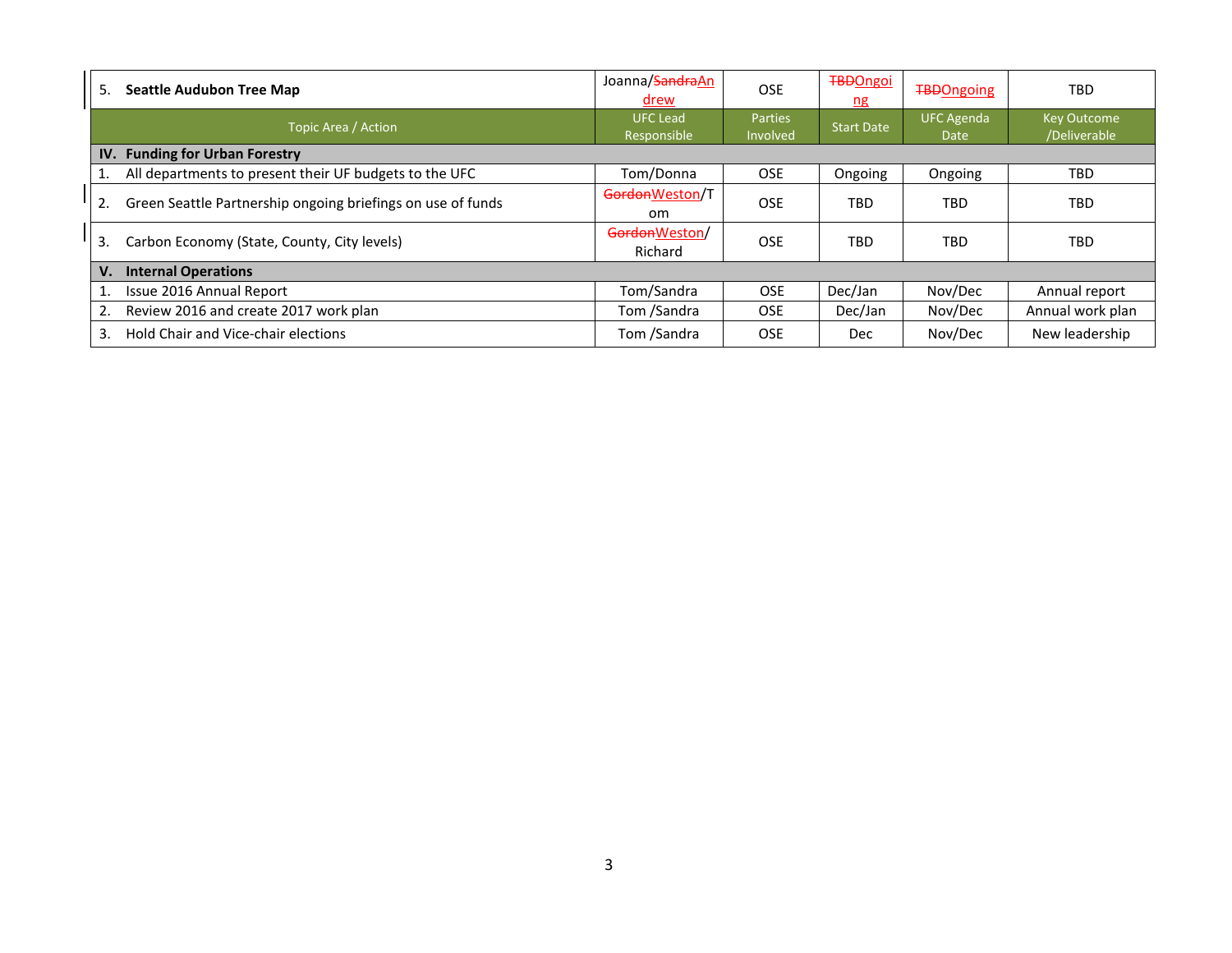| Topic Area / Action | UFC Lead Responsible | Parties Involved | Start Date | UFC Agenda Date | Key Outcome /Deliverable |
|---|---|---|---|---|---|
| 5. **Seattle Audubon Tree Map** | Joanna/~~Sandra~~Andrew | OSE | ~~TBD~~Ongoing | ~~TBD~~Ongoing | TBD |
| **IV. Funding for Urban Forestry** | | | | | |
| 1. All departments to present their UF budgets to the UFC | Tom/Donna | OSE | Ongoing | Ongoing | TBD |
| 2. Green Seattle Partnership ongoing briefings on use of funds | ~~Gordon~~Weston/Tom | OSE | TBD | TBD | TBD |
| 3. Carbon Economy (State, County, City levels) | ~~Gordon~~Weston/ Richard | OSE | TBD | TBD | TBD |
| **V. Internal Operations** | | | | | |
| 1. Issue 2016 Annual Report | Tom/Sandra | OSE | Dec/Jan | Nov/Dec | Annual report |
| 2. Review 2016 and create 2017 work plan | Tom /Sandra | OSE | Dec/Jan | Nov/Dec | Annual work plan |
| 3. Hold Chair and Vice-chair elections | Tom /Sandra | OSE | Dec | Nov/Dec | New leadership |